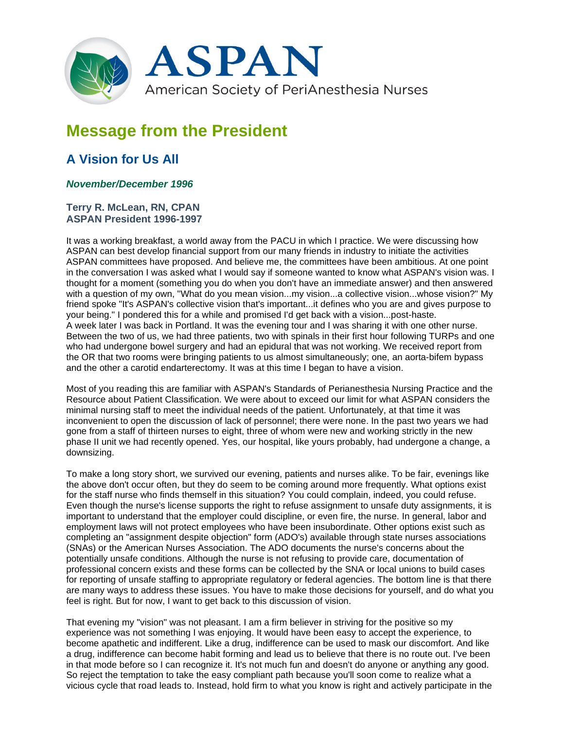# ASPAN

American Society of PeriAnesthesia Nurses

## Message from the President

### A Vision for Us All

***November/December 1996***

**Terry R. McLean, RN, CPAN**
**ASPAN President 1996-1997**

It was a working breakfast, a world away from the PACU in which I practice. We were discussing how ASPAN can best develop financial support from our many friends in industry to initiate the activities ASPAN committees have proposed. And believe me, the committees have been ambitious. At one point in the conversation I was asked what I would say if someone wanted to know what ASPAN's vision was. I thought for a moment (something you do when you don't have an immediate answer) and then answered with a question of my own, "What do you mean vision...my vision...a collective vision...whose vision?" My friend spoke "It's ASPAN's collective vision that's important...it defines who you are and gives purpose to your being." I pondered this for a while and promised I'd get back with a vision...post-haste.
A week later I was back in Portland. It was the evening tour and I was sharing it with one other nurse. Between the two of us, we had three patients, two with spinals in their first hour following TURPs and one who had undergone bowel surgery and had an epidural that was not working. We received report from the OR that two rooms were bringing patients to us almost simultaneously; one, an aorta-bifem bypass and the other a carotid endarterectomy. It was at this time I began to have a vision.

Most of you reading this are familiar with ASPAN's Standards of Perianesthesia Nursing Practice and the Resource about Patient Classification. We were about to exceed our limit for what ASPAN considers the minimal nursing staff to meet the individual needs of the patient. Unfortunately, at that time it was inconvenient to open the discussion of lack of personnel; there were none. In the past two years we had gone from a staff of thirteen nurses to eight, three of whom were new and working strictly in the new phase II unit we had recently opened. Yes, our hospital, like yours probably, had undergone a change, a downsizing.

To make a long story short, we survived our evening, patients and nurses alike. To be fair, evenings like the above don't occur often, but they do seem to be coming around more frequently. What options exist for the staff nurse who finds themself in this situation? You could complain, indeed, you could refuse. Even though the nurse's license supports the right to refuse assignment to unsafe duty assignments, it is important to understand that the employer could discipline, or even fire, the nurse. In general, labor and employment laws will not protect employees who have been insubordinate. Other options exist such as completing an "assignment despite objection" form (ADO's) available through state nurses associations (SNAs) or the American Nurses Association. The ADO documents the nurse's concerns about the potentially unsafe conditions. Although the nurse is not refusing to provide care, documentation of professional concern exists and these forms can be collected by the SNA or local unions to build cases for reporting of unsafe staffing to appropriate regulatory or federal agencies. The bottom line is that there are many ways to address these issues. You have to make those decisions for yourself, and do what you feel is right. But for now, I want to get back to this discussion of vision.

That evening my "vision" was not pleasant. I am a firm believer in striving for the positive so my experience was not something I was enjoying. It would have been easy to accept the experience, to become apathetic and indifferent. Like a drug, indifference can be used to mask our discomfort. And like a drug, indifference can become habit forming and lead us to believe that there is no route out. I've been in that mode before so I can recognize it. It's not much fun and doesn't do anyone or anything any good. So reject the temptation to take the easy compliant path because you'll soon come to realize what a vicious cycle that road leads to. Instead, hold firm to what you know is right and actively participate in the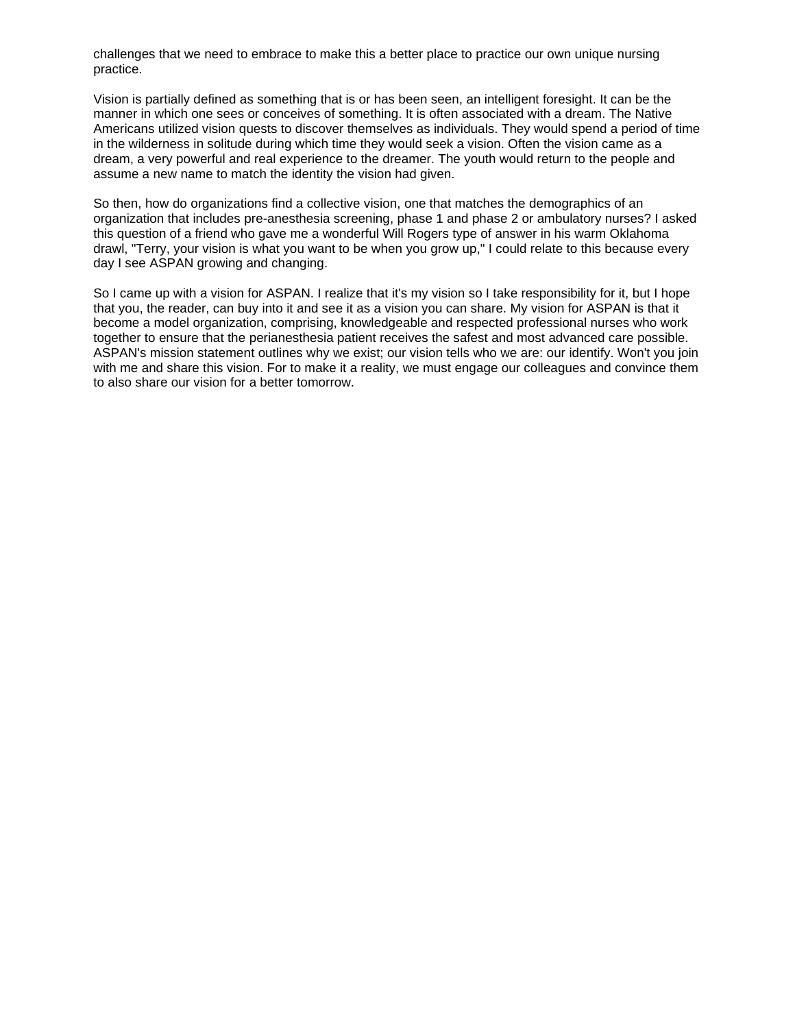challenges that we need to embrace to make this a better place to practice our own unique nursing practice.

Vision is partially defined as something that is or has been seen, an intelligent foresight. It can be the manner in which one sees or conceives of something. It is often associated with a dream. The Native Americans utilized vision quests to discover themselves as individuals. They would spend a period of time in the wilderness in solitude during which time they would seek a vision. Often the vision came as a dream, a very powerful and real experience to the dreamer. The youth would return to the people and assume a new name to match the identity the vision had given.

So then, how do organizations find a collective vision, one that matches the demographics of an organization that includes pre-anesthesia screening, phase 1 and phase 2 or ambulatory nurses? I asked this question of a friend who gave me a wonderful Will Rogers type of answer in his warm Oklahoma drawl, "Terry, your vision is what you want to be when you grow up," I could relate to this because every day I see ASPAN growing and changing.

So I came up with a vision for ASPAN. I realize that it's my vision so I take responsibility for it, but I hope that you, the reader, can buy into it and see it as a vision you can share. My vision for ASPAN is that it become a model organization, comprising, knowledgeable and respected professional nurses who work together to ensure that the perianesthesia patient receives the safest and most advanced care possible. ASPAN's mission statement outlines why we exist; our vision tells who we are: our identify. Won't you join with me and share this vision. For to make it a reality, we must engage our colleagues and convince them to also share our vision for a better tomorrow.